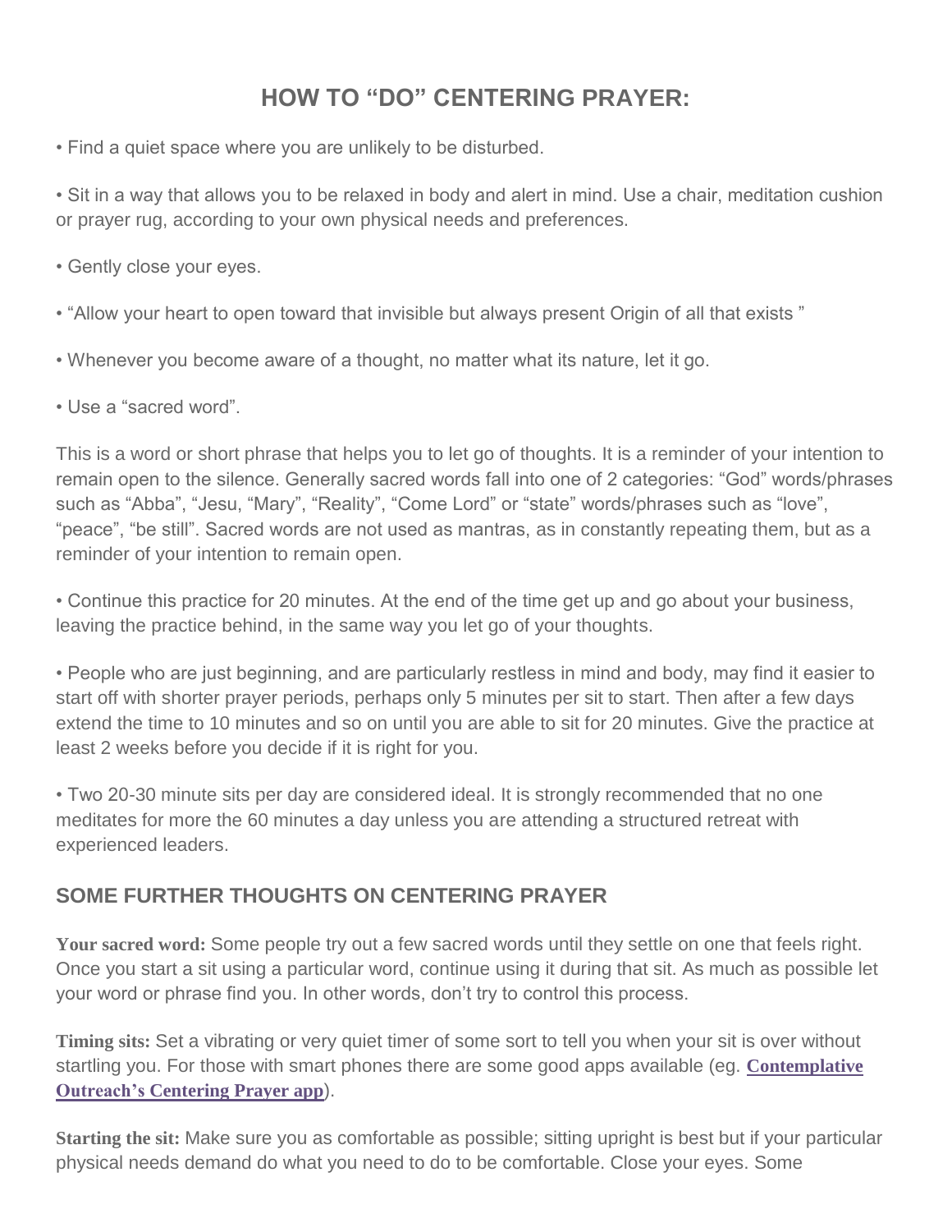# HOW TO "DO" CENTERING PRAYER:

- Find a quiet space where you are unlikely to be disturbed.

- Sit in a way that allows you to be relaxed in body and alert in mind. Use a chair, meditation cushion or prayer rug, according to your own physical needs and preferences.

- Gently close your eyes.

- "Allow your heart to open toward that invisible but always present Origin of all that exists "

- Whenever you become aware of a thought, no matter what its nature, let it go.

- Use a "sacred word".

This is a word or short phrase that helps you to let go of thoughts. It is a reminder of your intention to remain open to the silence. Generally sacred words fall into one of 2 categories: "God" words/phrases such as "Abba", "Jesu, "Mary", "Reality", "Come Lord" or "state" words/phrases such as "love", "peace", "be still". Sacred words are not used as mantras, as in constantly repeating them, but as a reminder of your intention to remain open.

- Continue this practice for 20 minutes. At the end of the time get up and go about your business, leaving the practice behind, in the same way you let go of your thoughts.

- People who are just beginning, and are particularly restless in mind and body, may find it easier to start off with shorter prayer periods, perhaps only 5 minutes per sit to start. Then after a few days extend the time to 10 minutes and so on until you are able to sit for 20 minutes. Give the practice at least 2 weeks before you decide if it is right for you.

- Two 20-30 minute sits per day are considered ideal. It is strongly recommended that no one meditates for more the 60 minutes a day unless you are attending a structured retreat with experienced leaders.

## SOME FURTHER THOUGHTS ON CENTERING PRAYER

**Your sacred word:** Some people try out a few sacred words until they settle on one that feels right. Once you start a sit using a particular word, continue using it during that sit. As much as possible let your word or phrase find you. In other words, don't try to control this process.

**Timing sits:** Set a vibrating or very quiet timer of some sort to tell you when your sit is over without startling you. For those with smart phones there are some good apps available (eg. **Contemplative Outreach's Centering Prayer app**).

**Starting the sit:** Make sure you as comfortable as possible; sitting upright is best but if your particular physical needs demand do what you need to do to be comfortable. Close your eyes. Some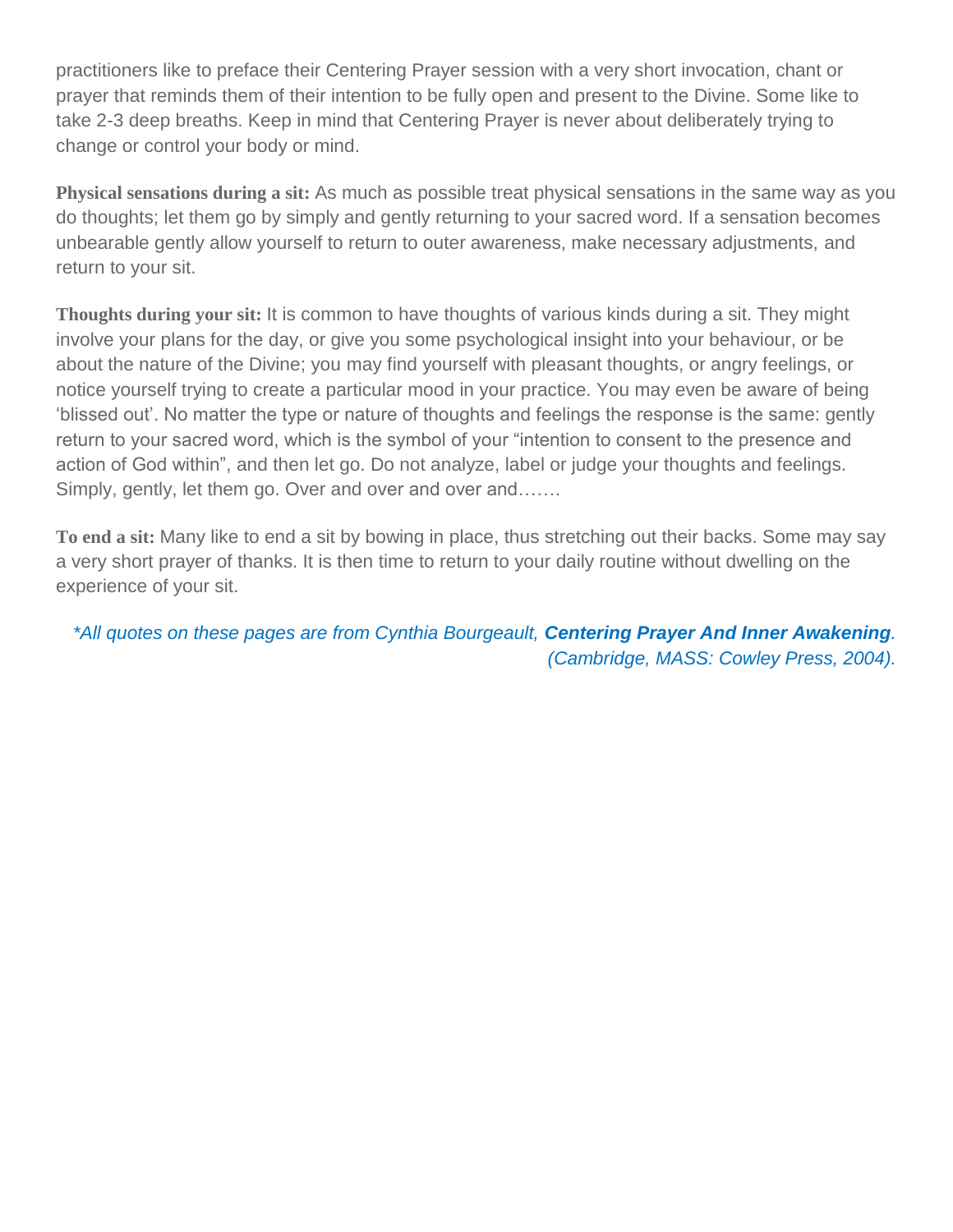practitioners like to preface their Centering Prayer session with a very short invocation, chant or prayer that reminds them of their intention to be fully open and present to the Divine. Some like to take 2-3 deep breaths. Keep in mind that Centering Prayer is never about deliberately trying to change or control your body or mind.

**Physical sensations during a sit:** As much as possible treat physical sensations in the same way as you do thoughts; let them go by simply and gently returning to your sacred word. If a sensation becomes unbearable gently allow yourself to return to outer awareness, make necessary adjustments, and return to your sit.

**Thoughts during your sit:** It is common to have thoughts of various kinds during a sit. They might involve your plans for the day, or give you some psychological insight into your behaviour, or be about the nature of the Divine; you may find yourself with pleasant thoughts, or angry feelings, or notice yourself trying to create a particular mood in your practice. You may even be aware of being 'blissed out'. No matter the type or nature of thoughts and feelings the response is the same: gently return to your sacred word, which is the symbol of your "intention to consent to the presence and action of God within", and then let go. Do not analyze, label or judge your thoughts and feelings. Simply, gently, let them go. Over and over and over and…….

**To end a sit:** Many like to end a sit by bowing in place, thus stretching out their backs. Some may say a very short prayer of thanks. It is then time to return to your daily routine without dwelling on the experience of your sit.

*\*All quotes on these pages are from Cynthia Bourgeault, **Centering Prayer And Inner Awakening**. (Cambridge, MASS: Cowley Press, 2004).*